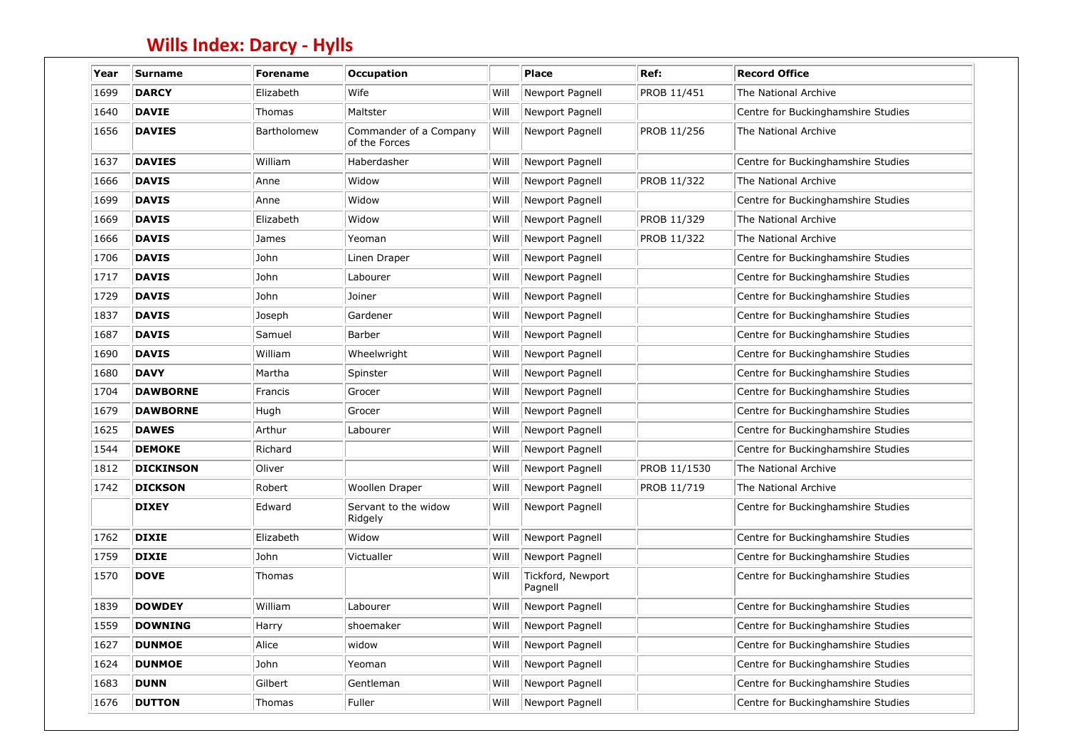# Wills Index: Darcy - Hylls

| Year | Surname | Forename | Occupation | | Place | Ref: | Record Office |
|---|---|---|---|---|---|---|---|
| 1699 | **DARCY** | Elizabeth | Wife | Will | Newport Pagnell | PROB 11/451 | The National Archive |
| 1640 | **DAVIE** | Thomas | Maltster | Will | Newport Pagnell | | Centre for Buckinghamshire Studies |
| 1656 | **DAVIES** | Bartholomew | Commander of a Company of the Forces | Will | Newport Pagnell | PROB 11/256 | The National Archive |
| 1637 | **DAVIES** | William | Haberdasher | Will | Newport Pagnell | | Centre for Buckinghamshire Studies |
| 1666 | **DAVIS** | Anne | Widow | Will | Newport Pagnell | PROB 11/322 | The National Archive |
| 1699 | **DAVIS** | Anne | Widow | Will | Newport Pagnell | | Centre for Buckinghamshire Studies |
| 1669 | **DAVIS** | Elizabeth | Widow | Will | Newport Pagnell | PROB 11/329 | The National Archive |
| 1666 | **DAVIS** | James | Yeoman | Will | Newport Pagnell | PROB 11/322 | The National Archive |
| 1706 | **DAVIS** | John | Linen Draper | Will | Newport Pagnell | | Centre for Buckinghamshire Studies |
| 1717 | **DAVIS** | John | Labourer | Will | Newport Pagnell | | Centre for Buckinghamshire Studies |
| 1729 | **DAVIS** | John | Joiner | Will | Newport Pagnell | | Centre for Buckinghamshire Studies |
| 1837 | **DAVIS** | Joseph | Gardener | Will | Newport Pagnell | | Centre for Buckinghamshire Studies |
| 1687 | **DAVIS** | Samuel | Barber | Will | Newport Pagnell | | Centre for Buckinghamshire Studies |
| 1690 | **DAVIS** | William | Wheelwright | Will | Newport Pagnell | | Centre for Buckinghamshire Studies |
| 1680 | **DAVY** | Martha | Spinster | Will | Newport Pagnell | | Centre for Buckinghamshire Studies |
| 1704 | **DAWBORNE** | Francis | Grocer | Will | Newport Pagnell | | Centre for Buckinghamshire Studies |
| 1679 | **DAWBORNE** | Hugh | Grocer | Will | Newport Pagnell | | Centre for Buckinghamshire Studies |
| 1625 | **DAWES** | Arthur | Labourer | Will | Newport Pagnell | | Centre for Buckinghamshire Studies |
| 1544 | **DEMOKE** | Richard | | Will | Newport Pagnell | | Centre for Buckinghamshire Studies |
| 1812 | **DICKINSON** | Oliver | | Will | Newport Pagnell | PROB 11/1530 | The National Archive |
| 1742 | **DICKSON** | Robert | Woollen Draper | Will | Newport Pagnell | PROB 11/719 | The National Archive |
| | **DIXEY** | Edward | Servant to the widow Ridgely | Will | Newport Pagnell | | Centre for Buckinghamshire Studies |
| 1762 | **DIXIE** | Elizabeth | Widow | Will | Newport Pagnell | | Centre for Buckinghamshire Studies |
| 1759 | **DIXIE** | John | Victualler | Will | Newport Pagnell | | Centre for Buckinghamshire Studies |
| 1570 | **DOVE** | Thomas | | Will | Tickford, Newport Pagnell | | Centre for Buckinghamshire Studies |
| 1839 | **DOWDEY** | William | Labourer | Will | Newport Pagnell | | Centre for Buckinghamshire Studies |
| 1559 | **DOWNING** | Harry | shoemaker | Will | Newport Pagnell | | Centre for Buckinghamshire Studies |
| 1627 | **DUNMOE** | Alice | widow | Will | Newport Pagnell | | Centre for Buckinghamshire Studies |
| 1624 | **DUNMOE** | John | Yeoman | Will | Newport Pagnell | | Centre for Buckinghamshire Studies |
| 1683 | **DUNN** | Gilbert | Gentleman | Will | Newport Pagnell | | Centre for Buckinghamshire Studies |
| 1676 | **DUTTON** | Thomas | Fuller | Will | Newport Pagnell | | Centre for Buckinghamshire Studies |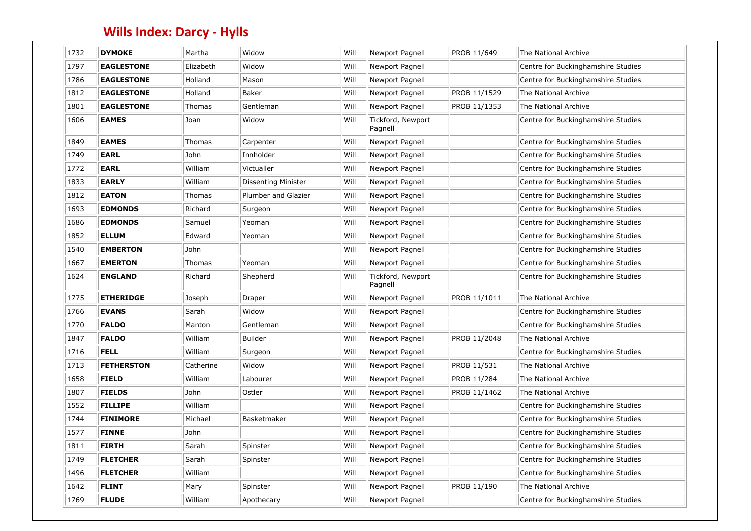## Wills Index: Darcy - Hylls

| | | | | | | | |
|---|---|---|---|---|---|---|---|
| 1732 | **DYMOKE** | Martha | Widow | Will | Newport Pagnell | PROB 11/649 | The National Archive |
| 1797 | **EAGLESTONE** | Elizabeth | Widow | Will | Newport Pagnell | | Centre for Buckinghamshire Studies |
| 1786 | **EAGLESTONE** | Holland | Mason | Will | Newport Pagnell | | Centre for Buckinghamshire Studies |
| 1812 | **EAGLESTONE** | Holland | Baker | Will | Newport Pagnell | PROB 11/1529 | The National Archive |
| 1801 | **EAGLESTONE** | Thomas | Gentleman | Will | Newport Pagnell | PROB 11/1353 | The National Archive |
| 1606 | **EAMES** | Joan | Widow | Will | Tickford, Newport Pagnell | | Centre for Buckinghamshire Studies |
| 1849 | **EAMES** | Thomas | Carpenter | Will | Newport Pagnell | | Centre for Buckinghamshire Studies |
| 1749 | **EARL** | John | Innholder | Will | Newport Pagnell | | Centre for Buckinghamshire Studies |
| 1772 | **EARL** | William | Victualler | Will | Newport Pagnell | | Centre for Buckinghamshire Studies |
| 1833 | **EARLY** | William | Dissenting Minister | Will | Newport Pagnell | | Centre for Buckinghamshire Studies |
| 1812 | **EATON** | Thomas | Plumber and Glazier | Will | Newport Pagnell | | Centre for Buckinghamshire Studies |
| 1693 | **EDMONDS** | Richard | Surgeon | Will | Newport Pagnell | | Centre for Buckinghamshire Studies |
| 1686 | **EDMONDS** | Samuel | Yeoman | Will | Newport Pagnell | | Centre for Buckinghamshire Studies |
| 1852 | **ELLUM** | Edward | Yeoman | Will | Newport Pagnell | | Centre for Buckinghamshire Studies |
| 1540 | **EMBERTON** | John | | Will | Newport Pagnell | | Centre for Buckinghamshire Studies |
| 1667 | **EMERTON** | Thomas | Yeoman | Will | Newport Pagnell | | Centre for Buckinghamshire Studies |
| 1624 | **ENGLAND** | Richard | Shepherd | Will | Tickford, Newport Pagnell | | Centre for Buckinghamshire Studies |
| 1775 | **ETHERIDGE** | Joseph | Draper | Will | Newport Pagnell | PROB 11/1011 | The National Archive |
| 1766 | **EVANS** | Sarah | Widow | Will | Newport Pagnell | | Centre for Buckinghamshire Studies |
| 1770 | **FALDO** | Manton | Gentleman | Will | Newport Pagnell | | Centre for Buckinghamshire Studies |
| 1847 | **FALDO** | William | Builder | Will | Newport Pagnell | PROB 11/2048 | The National Archive |
| 1716 | **FELL** | William | Surgeon | Will | Newport Pagnell | | Centre for Buckinghamshire Studies |
| 1713 | **FETHERSTON** | Catherine | Widow | Will | Newport Pagnell | PROB 11/531 | The National Archive |
| 1658 | **FIELD** | William | Labourer | Will | Newport Pagnell | PROB 11/284 | The National Archive |
| 1807 | **FIELDS** | John | Ostler | Will | Newport Pagnell | PROB 11/1462 | The National Archive |
| 1552 | **FILLIPE** | William | | Will | Newport Pagnell | | Centre for Buckinghamshire Studies |
| 1744 | **FINIMORE** | Michael | Basketmaker | Will | Newport Pagnell | | Centre for Buckinghamshire Studies |
| 1577 | **FINNE** | John | | Will | Newport Pagnell | | Centre for Buckinghamshire Studies |
| 1811 | **FIRTH** | Sarah | Spinster | Will | Newport Pagnell | | Centre for Buckinghamshire Studies |
| 1749 | **FLETCHER** | Sarah | Spinster | Will | Newport Pagnell | | Centre for Buckinghamshire Studies |
| 1496 | **FLETCHER** | William | | Will | Newport Pagnell | | Centre for Buckinghamshire Studies |
| 1642 | **FLINT** | Mary | Spinster | Will | Newport Pagnell | PROB 11/190 | The National Archive |
| 1769 | **FLUDE** | William | Apothecary | Will | Newport Pagnell | | Centre for Buckinghamshire Studies |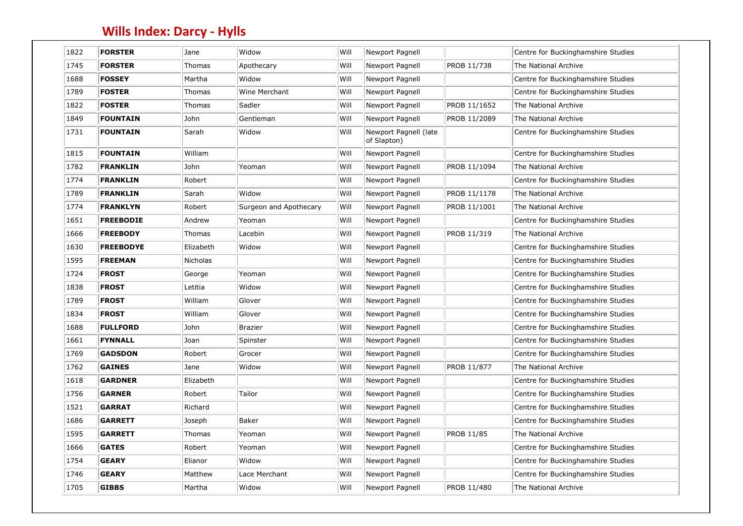## Wills Index: Darcy - Hylls

| | | | | | | | |
|---|---|---|---|---|---|---|---|
| 1822 | **FORSTER** | Jane | Widow | Will | Newport Pagnell | | Centre for Buckinghamshire Studies |
| 1745 | **FORSTER** | Thomas | Apothecary | Will | Newport Pagnell | PROB 11/738 | The National Archive |
| 1688 | **FOSSEY** | Martha | Widow | Will | Newport Pagnell | | Centre for Buckinghamshire Studies |
| 1789 | **FOSTER** | Thomas | Wine Merchant | Will | Newport Pagnell | | Centre for Buckinghamshire Studies |
| 1822 | **FOSTER** | Thomas | Sadler | Will | Newport Pagnell | PROB 11/1652 | The National Archive |
| 1849 | **FOUNTAIN** | John | Gentleman | Will | Newport Pagnell | PROB 11/2089 | The National Archive |
| 1731 | **FOUNTAIN** | Sarah | Widow | Will | Newport Pagnell (late of Slapton) | | Centre for Buckinghamshire Studies |
| 1815 | **FOUNTAIN** | William | | Will | Newport Pagnell | | Centre for Buckinghamshire Studies |
| 1782 | **FRANKLIN** | John | Yeoman | Will | Newport Pagnell | PROB 11/1094 | The National Archive |
| 1774 | **FRANKLIN** | Robert | | Will | Newport Pagnell | | Centre for Buckinghamshire Studies |
| 1789 | **FRANKLIN** | Sarah | Widow | Will | Newport Pagnell | PROB 11/1178 | The National Archive |
| 1774 | **FRANKLYN** | Robert | Surgeon and Apothecary | Will | Newport Pagnell | PROB 11/1001 | The National Archive |
| 1651 | **FREEBODIE** | Andrew | Yeoman | Will | Newport Pagnell | | Centre for Buckinghamshire Studies |
| 1666 | **FREEBODY** | Thomas | Lacebin | Will | Newport Pagnell | PROB 11/319 | The National Archive |
| 1630 | **FREEBODYE** | Elizabeth | Widow | Will | Newport Pagnell | | Centre for Buckinghamshire Studies |
| 1595 | **FREEMAN** | Nicholas | | Will | Newport Pagnell | | Centre for Buckinghamshire Studies |
| 1724 | **FROST** | George | Yeoman | Will | Newport Pagnell | | Centre for Buckinghamshire Studies |
| 1838 | **FROST** | Letitia | Widow | Will | Newport Pagnell | | Centre for Buckinghamshire Studies |
| 1789 | **FROST** | William | Glover | Will | Newport Pagnell | | Centre for Buckinghamshire Studies |
| 1834 | **FROST** | William | Glover | Will | Newport Pagnell | | Centre for Buckinghamshire Studies |
| 1688 | **FULLFORD** | John | Brazier | Will | Newport Pagnell | | Centre for Buckinghamshire Studies |
| 1661 | **FYNNALL** | Joan | Spinster | Will | Newport Pagnell | | Centre for Buckinghamshire Studies |
| 1769 | **GADSDON** | Robert | Grocer | Will | Newport Pagnell | | Centre for Buckinghamshire Studies |
| 1762 | **GAINES** | Jane | Widow | Will | Newport Pagnell | PROB 11/877 | The National Archive |
| 1618 | **GARDNER** | Elizabeth | | Will | Newport Pagnell | | Centre for Buckinghamshire Studies |
| 1756 | **GARNER** | Robert | Tailor | Will | Newport Pagnell | | Centre for Buckinghamshire Studies |
| 1521 | **GARRAT** | Richard | | Will | Newport Pagnell | | Centre for Buckinghamshire Studies |
| 1686 | **GARRETT** | Joseph | Baker | Will | Newport Pagnell | | Centre for Buckinghamshire Studies |
| 1595 | **GARRETT** | Thomas | Yeoman | Will | Newport Pagnell | PROB 11/85 | The National Archive |
| 1666 | **GATES** | Robert | Yeoman | Will | Newport Pagnell | | Centre for Buckinghamshire Studies |
| 1754 | **GEARY** | Elianor | Widow | Will | Newport Pagnell | | Centre for Buckinghamshire Studies |
| 1746 | **GEARY** | Matthew | Lace Merchant | Will | Newport Pagnell | | Centre for Buckinghamshire Studies |
| 1705 | **GIBBS** | Martha | Widow | Will | Newport Pagnell | PROB 11/480 | The National Archive |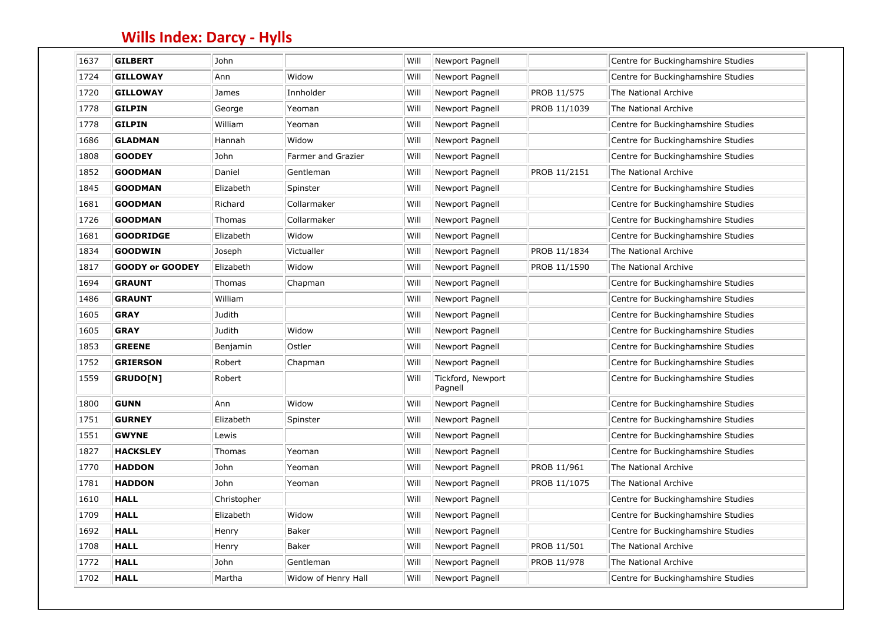## Wills Index: Darcy - Hylls

| | | | | | | | |
|---|---|---|---|---|---|---|---|
| 1637 | **GILBERT** | John | | Will | Newport Pagnell | | Centre for Buckinghamshire Studies |
| 1724 | **GILLOWAY** | Ann | Widow | Will | Newport Pagnell | | Centre for Buckinghamshire Studies |
| 1720 | **GILLOWAY** | James | Innholder | Will | Newport Pagnell | PROB 11/575 | The National Archive |
| 1778 | **GILPIN** | George | Yeoman | Will | Newport Pagnell | PROB 11/1039 | The National Archive |
| 1778 | **GILPIN** | William | Yeoman | Will | Newport Pagnell | | Centre for Buckinghamshire Studies |
| 1686 | **GLADMAN** | Hannah | Widow | Will | Newport Pagnell | | Centre for Buckinghamshire Studies |
| 1808 | **GOODEY** | John | Farmer and Grazier | Will | Newport Pagnell | | Centre for Buckinghamshire Studies |
| 1852 | **GOODMAN** | Daniel | Gentleman | Will | Newport Pagnell | PROB 11/2151 | The National Archive |
| 1845 | **GOODMAN** | Elizabeth | Spinster | Will | Newport Pagnell | | Centre for Buckinghamshire Studies |
| 1681 | **GOODMAN** | Richard | Collarmaker | Will | Newport Pagnell | | Centre for Buckinghamshire Studies |
| 1726 | **GOODMAN** | Thomas | Collarmaker | Will | Newport Pagnell | | Centre for Buckinghamshire Studies |
| 1681 | **GOODRIDGE** | Elizabeth | Widow | Will | Newport Pagnell | | Centre for Buckinghamshire Studies |
| 1834 | **GOODWIN** | Joseph | Victualler | Will | Newport Pagnell | PROB 11/1834 | The National Archive |
| 1817 | **GOODY or GOODEY** | Elizabeth | Widow | Will | Newport Pagnell | PROB 11/1590 | The National Archive |
| 1694 | **GRAUNT** | Thomas | Chapman | Will | Newport Pagnell | | Centre for Buckinghamshire Studies |
| 1486 | **GRAUNT** | William | | Will | Newport Pagnell | | Centre for Buckinghamshire Studies |
| 1605 | **GRAY** | Judith | | Will | Newport Pagnell | | Centre for Buckinghamshire Studies |
| 1605 | **GRAY** | Judith | Widow | Will | Newport Pagnell | | Centre for Buckinghamshire Studies |
| 1853 | **GREENE** | Benjamin | Ostler | Will | Newport Pagnell | | Centre for Buckinghamshire Studies |
| 1752 | **GRIERSON** | Robert | Chapman | Will | Newport Pagnell | | Centre for Buckinghamshire Studies |
| 1559 | **GRUDO[N]** | Robert | | Will | Tickford, Newport Pagnell | | Centre for Buckinghamshire Studies |
| 1800 | **GUNN** | Ann | Widow | Will | Newport Pagnell | | Centre for Buckinghamshire Studies |
| 1751 | **GURNEY** | Elizabeth | Spinster | Will | Newport Pagnell | | Centre for Buckinghamshire Studies |
| 1551 | **GWYNE** | Lewis | | Will | Newport Pagnell | | Centre for Buckinghamshire Studies |
| 1827 | **HACKSLEY** | Thomas | Yeoman | Will | Newport Pagnell | | Centre for Buckinghamshire Studies |
| 1770 | **HADDON** | John | Yeoman | Will | Newport Pagnell | PROB 11/961 | The National Archive |
| 1781 | **HADDON** | John | Yeoman | Will | Newport Pagnell | PROB 11/1075 | The National Archive |
| 1610 | **HALL** | Christopher | | Will | Newport Pagnell | | Centre for Buckinghamshire Studies |
| 1709 | **HALL** | Elizabeth | Widow | Will | Newport Pagnell | | Centre for Buckinghamshire Studies |
| 1692 | **HALL** | Henry | Baker | Will | Newport Pagnell | | Centre for Buckinghamshire Studies |
| 1708 | **HALL** | Henry | Baker | Will | Newport Pagnell | PROB 11/501 | The National Archive |
| 1772 | **HALL** | John | Gentleman | Will | Newport Pagnell | PROB 11/978 | The National Archive |
| 1702 | **HALL** | Martha | Widow of Henry Hall | Will | Newport Pagnell | | Centre for Buckinghamshire Studies |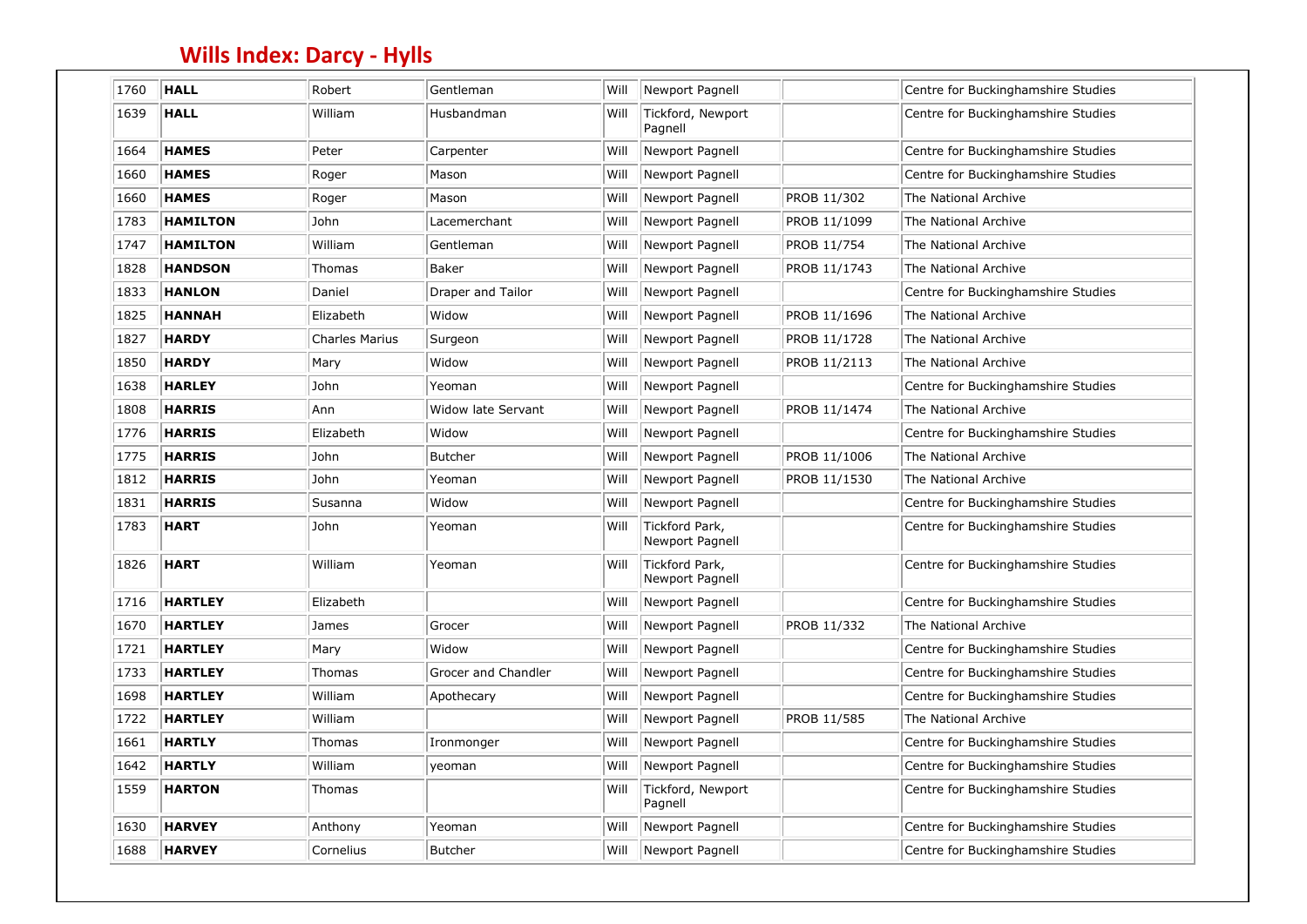# Wills Index: Darcy - Hylls

| | | | | | | | |
|---|---|---|---|---|---|---|---|
| 1760 | **HALL** | Robert | Gentleman | Will | Newport Pagnell | | Centre for Buckinghamshire Studies |
| 1639 | **HALL** | William | Husbandman | Will | Tickford, Newport Pagnell | | Centre for Buckinghamshire Studies |
| 1664 | **HAMES** | Peter | Carpenter | Will | Newport Pagnell | | Centre for Buckinghamshire Studies |
| 1660 | **HAMES** | Roger | Mason | Will | Newport Pagnell | | Centre for Buckinghamshire Studies |
| 1660 | **HAMES** | Roger | Mason | Will | Newport Pagnell | PROB 11/302 | The National Archive |
| 1783 | **HAMILTON** | John | Lacemerchant | Will | Newport Pagnell | PROB 11/1099 | The National Archive |
| 1747 | **HAMILTON** | William | Gentleman | Will | Newport Pagnell | PROB 11/754 | The National Archive |
| 1828 | **HANDSON** | Thomas | Baker | Will | Newport Pagnell | PROB 11/1743 | The National Archive |
| 1833 | **HANLON** | Daniel | Draper and Tailor | Will | Newport Pagnell | | Centre for Buckinghamshire Studies |
| 1825 | **HANNAH** | Elizabeth | Widow | Will | Newport Pagnell | PROB 11/1696 | The National Archive |
| 1827 | **HARDY** | Charles Marius | Surgeon | Will | Newport Pagnell | PROB 11/1728 | The National Archive |
| 1850 | **HARDY** | Mary | Widow | Will | Newport Pagnell | PROB 11/2113 | The National Archive |
| 1638 | **HARLEY** | John | Yeoman | Will | Newport Pagnell | | Centre for Buckinghamshire Studies |
| 1808 | **HARRIS** | Ann | Widow late Servant | Will | Newport Pagnell | PROB 11/1474 | The National Archive |
| 1776 | **HARRIS** | Elizabeth | Widow | Will | Newport Pagnell | | Centre for Buckinghamshire Studies |
| 1775 | **HARRIS** | John | Butcher | Will | Newport Pagnell | PROB 11/1006 | The National Archive |
| 1812 | **HARRIS** | John | Yeoman | Will | Newport Pagnell | PROB 11/1530 | The National Archive |
| 1831 | **HARRIS** | Susanna | Widow | Will | Newport Pagnell | | Centre for Buckinghamshire Studies |
| 1783 | **HART** | John | Yeoman | Will | Tickford Park, Newport Pagnell | | Centre for Buckinghamshire Studies |
| 1826 | **HART** | William | Yeoman | Will | Tickford Park, Newport Pagnell | | Centre for Buckinghamshire Studies |
| 1716 | **HARTLEY** | Elizabeth | | Will | Newport Pagnell | | Centre for Buckinghamshire Studies |
| 1670 | **HARTLEY** | James | Grocer | Will | Newport Pagnell | PROB 11/332 | The National Archive |
| 1721 | **HARTLEY** | Mary | Widow | Will | Newport Pagnell | | Centre for Buckinghamshire Studies |
| 1733 | **HARTLEY** | Thomas | Grocer and Chandler | Will | Newport Pagnell | | Centre for Buckinghamshire Studies |
| 1698 | **HARTLEY** | William | Apothecary | Will | Newport Pagnell | | Centre for Buckinghamshire Studies |
| 1722 | **HARTLEY** | William | | Will | Newport Pagnell | PROB 11/585 | The National Archive |
| 1661 | **HARTLY** | Thomas | Ironmonger | Will | Newport Pagnell | | Centre for Buckinghamshire Studies |
| 1642 | **HARTLY** | William | yeoman | Will | Newport Pagnell | | Centre for Buckinghamshire Studies |
| 1559 | **HARTON** | Thomas | | Will | Tickford, Newport Pagnell | | Centre for Buckinghamshire Studies |
| 1630 | **HARVEY** | Anthony | Yeoman | Will | Newport Pagnell | | Centre for Buckinghamshire Studies |
| 1688 | **HARVEY** | Cornelius | Butcher | Will | Newport Pagnell | | Centre for Buckinghamshire Studies |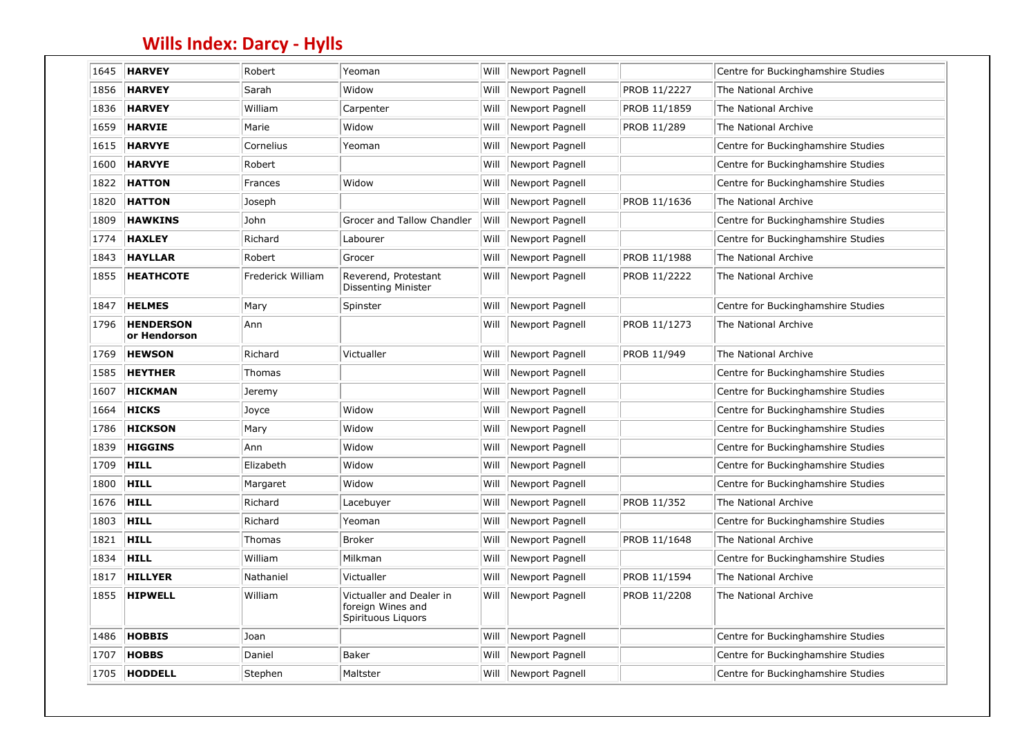## Wills Index: Darcy - Hylls

| | | | | | | | |
|---|---|---|---|---|---|---|---|
| 1645 | **HARVEY** | Robert | Yeoman | Will | Newport Pagnell | | Centre for Buckinghamshire Studies |
| 1856 | **HARVEY** | Sarah | Widow | Will | Newport Pagnell | PROB 11/2227 | The National Archive |
| 1836 | **HARVEY** | William | Carpenter | Will | Newport Pagnell | PROB 11/1859 | The National Archive |
| 1659 | **HARVIE** | Marie | Widow | Will | Newport Pagnell | PROB 11/289 | The National Archive |
| 1615 | **HARVYE** | Cornelius | Yeoman | Will | Newport Pagnell | | Centre for Buckinghamshire Studies |
| 1600 | **HARVYE** | Robert | | Will | Newport Pagnell | | Centre for Buckinghamshire Studies |
| 1822 | **HATTON** | Frances | Widow | Will | Newport Pagnell | | Centre for Buckinghamshire Studies |
| 1820 | **HATTON** | Joseph | | Will | Newport Pagnell | PROB 11/1636 | The National Archive |
| 1809 | **HAWKINS** | John | Grocer and Tallow Chandler | Will | Newport Pagnell | | Centre for Buckinghamshire Studies |
| 1774 | **HAXLEY** | Richard | Labourer | Will | Newport Pagnell | | Centre for Buckinghamshire Studies |
| 1843 | **HAYLLAR** | Robert | Grocer | Will | Newport Pagnell | PROB 11/1988 | The National Archive |
| 1855 | **HEATHCOTE** | Frederick William | Reverend, Protestant Dissenting Minister | Will | Newport Pagnell | PROB 11/2222 | The National Archive |
| 1847 | **HELMES** | Mary | Spinster | Will | Newport Pagnell | | Centre for Buckinghamshire Studies |
| 1796 | **HENDERSON or Hendorson** | Ann | | Will | Newport Pagnell | PROB 11/1273 | The National Archive |
| 1769 | **HEWSON** | Richard | Victualler | Will | Newport Pagnell | PROB 11/949 | The National Archive |
| 1585 | **HEYTHER** | Thomas | | Will | Newport Pagnell | | Centre for Buckinghamshire Studies |
| 1607 | **HICKMAN** | Jeremy | | Will | Newport Pagnell | | Centre for Buckinghamshire Studies |
| 1664 | **HICKS** | Joyce | Widow | Will | Newport Pagnell | | Centre for Buckinghamshire Studies |
| 1786 | **HICKSON** | Mary | Widow | Will | Newport Pagnell | | Centre for Buckinghamshire Studies |
| 1839 | **HIGGINS** | Ann | Widow | Will | Newport Pagnell | | Centre for Buckinghamshire Studies |
| 1709 | **HILL** | Elizabeth | Widow | Will | Newport Pagnell | | Centre for Buckinghamshire Studies |
| 1800 | **HILL** | Margaret | Widow | Will | Newport Pagnell | | Centre for Buckinghamshire Studies |
| 1676 | **HILL** | Richard | Lacebuyer | Will | Newport Pagnell | PROB 11/352 | The National Archive |
| 1803 | **HILL** | Richard | Yeoman | Will | Newport Pagnell | | Centre for Buckinghamshire Studies |
| 1821 | **HILL** | Thomas | Broker | Will | Newport Pagnell | PROB 11/1648 | The National Archive |
| 1834 | **HILL** | William | Milkman | Will | Newport Pagnell | | Centre for Buckinghamshire Studies |
| 1817 | **HILLYER** | Nathaniel | Victualler | Will | Newport Pagnell | PROB 11/1594 | The National Archive |
| 1855 | **HIPWELL** | William | Victualler and Dealer in foreign Wines and Spirituous Liquors | Will | Newport Pagnell | PROB 11/2208 | The National Archive |
| 1486 | **HOBBIS** | Joan | | Will | Newport Pagnell | | Centre for Buckinghamshire Studies |
| 1707 | **HOBBS** | Daniel | Baker | Will | Newport Pagnell | | Centre for Buckinghamshire Studies |
| 1705 | **HODDELL** | Stephen | Maltster | Will | Newport Pagnell | | Centre for Buckinghamshire Studies |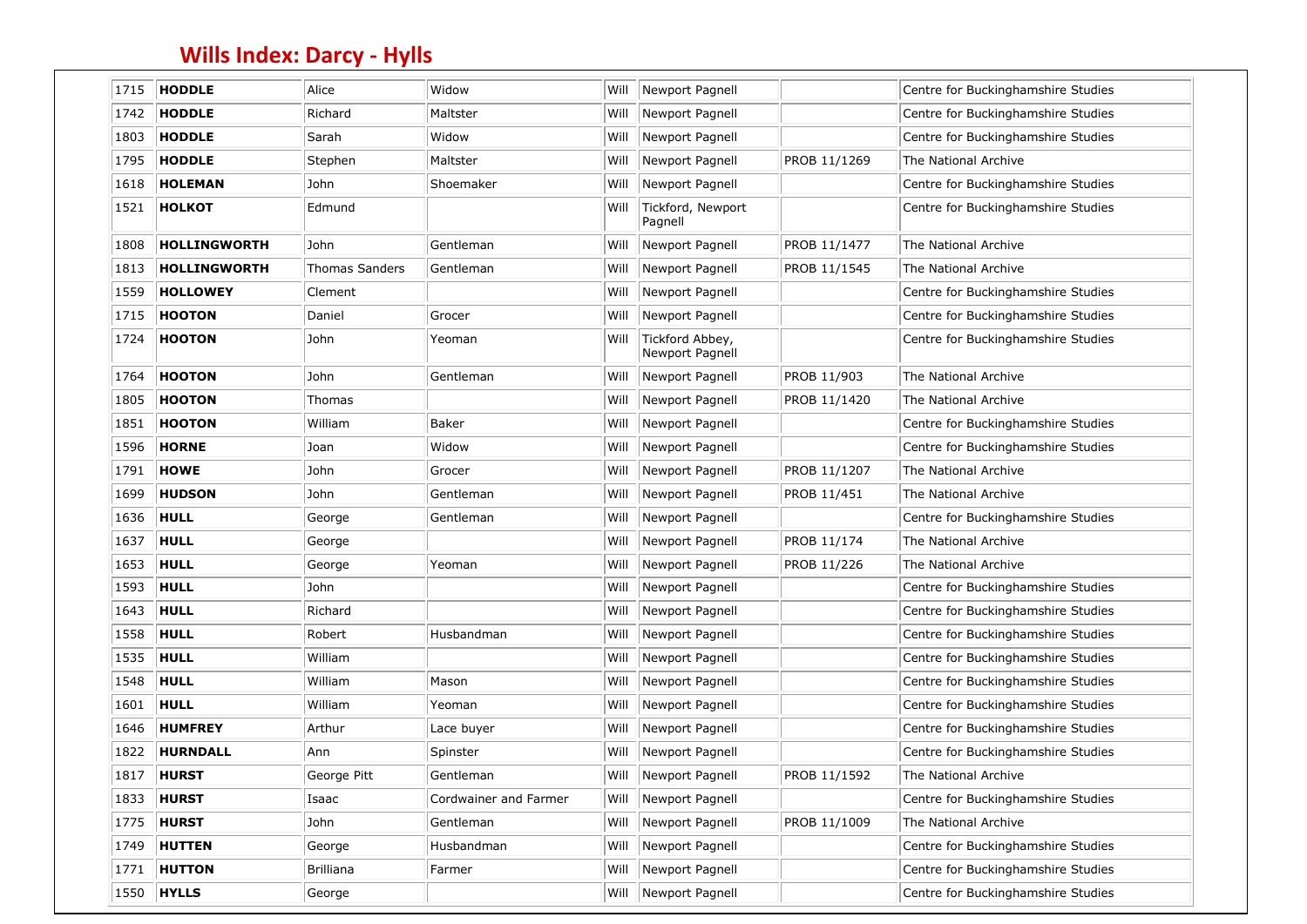## Wills Index: Darcy - Hylls

| | | | | | | | |
|---|---|---|---|---|---|---|---|
| 1715 | **HODDLE** | Alice | Widow | Will | Newport Pagnell | | Centre for Buckinghamshire Studies |
| 1742 | **HODDLE** | Richard | Maltster | Will | Newport Pagnell | | Centre for Buckinghamshire Studies |
| 1803 | **HODDLE** | Sarah | Widow | Will | Newport Pagnell | | Centre for Buckinghamshire Studies |
| 1795 | **HODDLE** | Stephen | Maltster | Will | Newport Pagnell | PROB 11/1269 | The National Archive |
| 1618 | **HOLEMAN** | John | Shoemaker | Will | Newport Pagnell | | Centre for Buckinghamshire Studies |
| 1521 | **HOLKOT** | Edmund | | Will | Tickford, Newport Pagnell | | Centre for Buckinghamshire Studies |
| 1808 | **HOLLINGWORTH** | John | Gentleman | Will | Newport Pagnell | PROB 11/1477 | The National Archive |
| 1813 | **HOLLINGWORTH** | Thomas Sanders | Gentleman | Will | Newport Pagnell | PROB 11/1545 | The National Archive |
| 1559 | **HOLLOWEY** | Clement | | Will | Newport Pagnell | | Centre for Buckinghamshire Studies |
| 1715 | **HOOTON** | Daniel | Grocer | Will | Newport Pagnell | | Centre for Buckinghamshire Studies |
| 1724 | **HOOTON** | John | Yeoman | Will | Tickford Abbey, Newport Pagnell | | Centre for Buckinghamshire Studies |
| 1764 | **HOOTON** | John | Gentleman | Will | Newport Pagnell | PROB 11/903 | The National Archive |
| 1805 | **HOOTON** | Thomas | | Will | Newport Pagnell | PROB 11/1420 | The National Archive |
| 1851 | **HOOTON** | William | Baker | Will | Newport Pagnell | | Centre for Buckinghamshire Studies |
| 1596 | **HORNE** | Joan | Widow | Will | Newport Pagnell | | Centre for Buckinghamshire Studies |
| 1791 | **HOWE** | John | Grocer | Will | Newport Pagnell | PROB 11/1207 | The National Archive |
| 1699 | **HUDSON** | John | Gentleman | Will | Newport Pagnell | PROB 11/451 | The National Archive |
| 1636 | **HULL** | George | Gentleman | Will | Newport Pagnell | | Centre for Buckinghamshire Studies |
| 1637 | **HULL** | George | | Will | Newport Pagnell | PROB 11/174 | The National Archive |
| 1653 | **HULL** | George | Yeoman | Will | Newport Pagnell | PROB 11/226 | The National Archive |
| 1593 | **HULL** | John | | Will | Newport Pagnell | | Centre for Buckinghamshire Studies |
| 1643 | **HULL** | Richard | | Will | Newport Pagnell | | Centre for Buckinghamshire Studies |
| 1558 | **HULL** | Robert | Husbandman | Will | Newport Pagnell | | Centre for Buckinghamshire Studies |
| 1535 | **HULL** | William | | Will | Newport Pagnell | | Centre for Buckinghamshire Studies |
| 1548 | **HULL** | William | Mason | Will | Newport Pagnell | | Centre for Buckinghamshire Studies |
| 1601 | **HULL** | William | Yeoman | Will | Newport Pagnell | | Centre for Buckinghamshire Studies |
| 1646 | **HUMFREY** | Arthur | Lace buyer | Will | Newport Pagnell | | Centre for Buckinghamshire Studies |
| 1822 | **HURNDALL** | Ann | Spinster | Will | Newport Pagnell | | Centre for Buckinghamshire Studies |
| 1817 | **HURST** | George Pitt | Gentleman | Will | Newport Pagnell | PROB 11/1592 | The National Archive |
| 1833 | **HURST** | Isaac | Cordwainer and Farmer | Will | Newport Pagnell | | Centre for Buckinghamshire Studies |
| 1775 | **HURST** | John | Gentleman | Will | Newport Pagnell | PROB 11/1009 | The National Archive |
| 1749 | **HUTTEN** | George | Husbandman | Will | Newport Pagnell | | Centre for Buckinghamshire Studies |
| 1771 | **HUTTON** | Brilliana | Farmer | Will | Newport Pagnell | | Centre for Buckinghamshire Studies |
| 1550 | **HYLLS** | George | | Will | Newport Pagnell | | Centre for Buckinghamshire Studies |